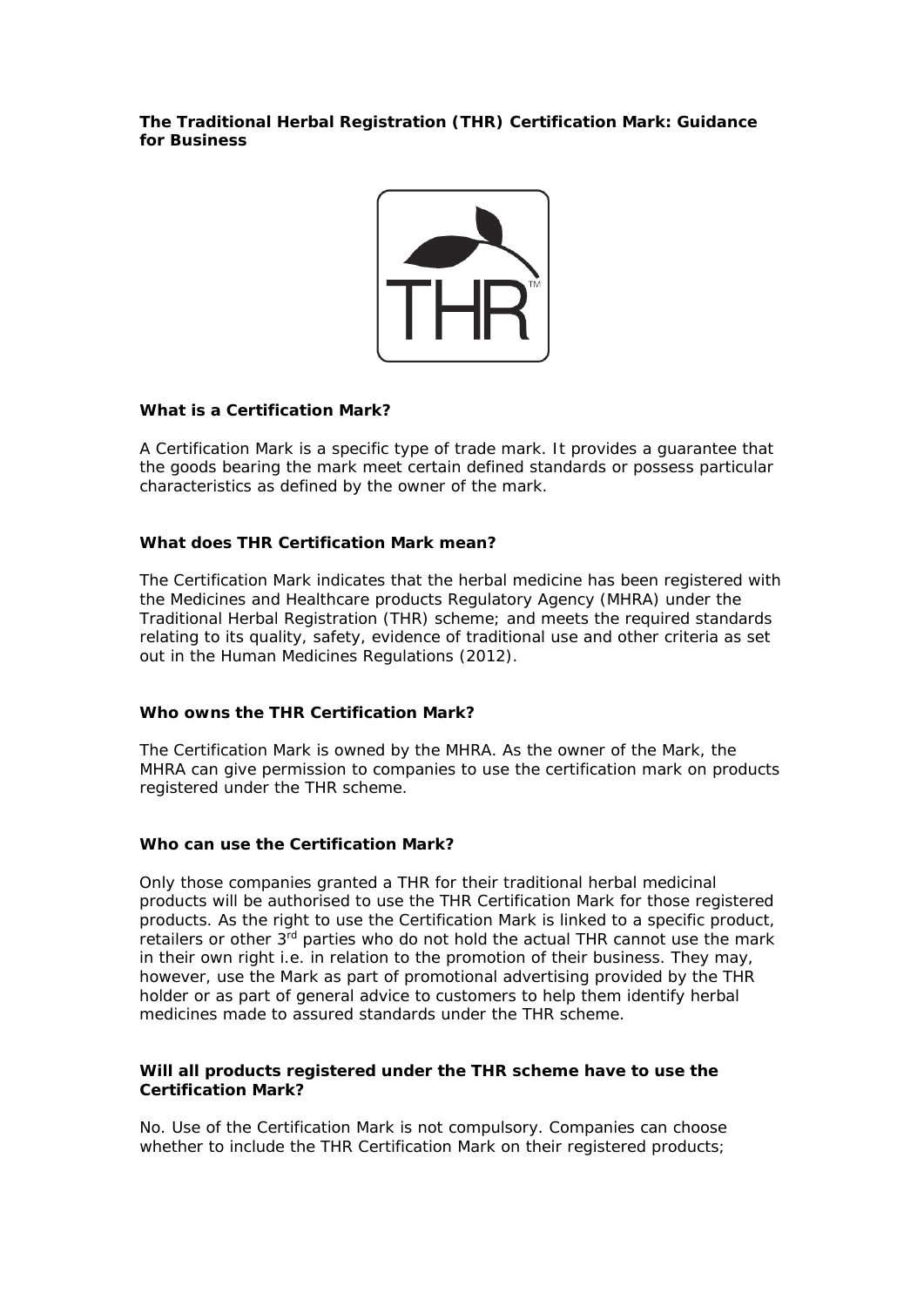**The Traditional Herbal Registration (THR) Certification Mark: Guidance for Business**

**What is a Certification Mark?**

A Certification Mark is a specific type of trade mark. It provides a guarantee that the goods bearing the mark meet certain defined standards or possess particular characteristics as defined by the owner of the mark.

**What does THR Certification Mark mean?**

The Certification Mark indicates that the herbal medicine has been registered with the Medicines and Healthcare products Regulatory Agency (MHRA) under the Traditional Herbal Registration (THR) scheme; and meets the required standards relating to its quality, safety, evidence of traditional use and other criteria as set out in the Human Medicines Regulations (2012).

**Who owns the THR Certification Mark?**

The Certification Mark is owned by the MHRA. As the owner of the Mark, the MHRA can give permission to companies to use the certification mark on products registered under the THR scheme.

**Who can use the Certification Mark?**

Only those companies granted a THR for their traditional herbal medicinal products will be authorised to use the THR Certification Mark for those registered products. As the right to use the Certification Mark is linked to a specific product, retailers or other 3rd parties who do not hold the actual THR cannot use the mark in their own right i.e. in relation to the promotion of their business. They may, however, use the Mark as part of promotional advertising provided by the THR holder or as part of general advice to customers to help them identify herbal medicines made to assured standards under the THR scheme.

**Will all products registered under the THR scheme have to use the Certification Mark?**

No. Use of the Certification Mark is not compulsory. Companies can choose whether to include the THR Certification Mark on their registered products;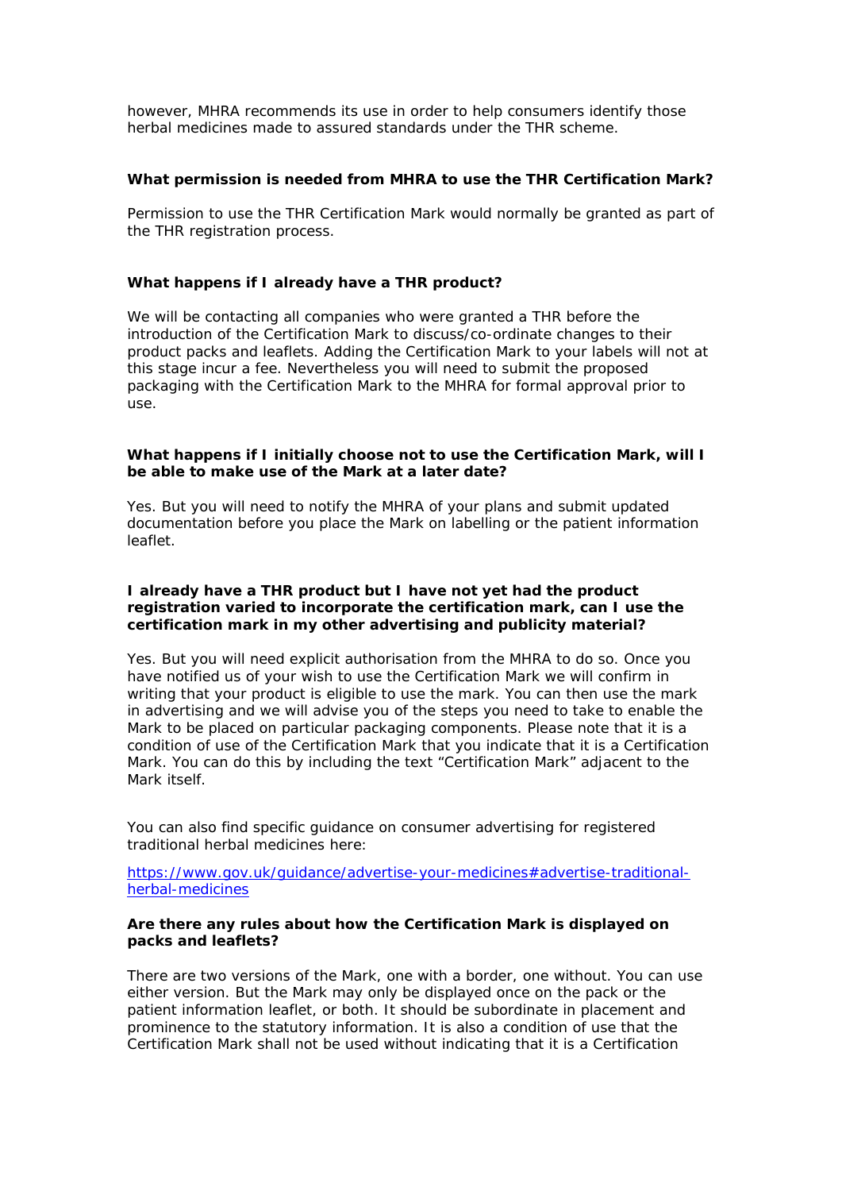however, MHRA recommends its use in order to help consumers identify those herbal medicines made to assured standards under the THR scheme.

**What permission is needed from MHRA to use the THR Certification Mark?**

Permission to use the THR Certification Mark would normally be granted as part of the THR registration process.

**What happens if I already have a THR product?**

We will be contacting all companies who were granted a THR before the introduction of the Certification Mark to discuss/co-ordinate changes to their product packs and leaflets. Adding the Certification Mark to your labels will not at this stage incur a fee. Nevertheless you will need to submit the proposed packaging with the Certification Mark to the MHRA for formal approval prior to use.

**What happens if I initially choose not to use the Certification Mark, will I be able to make use of the Mark at a later date?**

Yes. But you will need to notify the MHRA of your plans and submit updated documentation before you place the Mark on labelling or the patient information leaflet.

**I already have a THR product but I have not yet had the product registration varied to incorporate the certification mark, can I use the certification mark in my other advertising and publicity material?**

Yes. But you will need explicit authorisation from the MHRA to do so. Once you have notified us of your wish to use the Certification Mark we will confirm in writing that your product is eligible to use the mark. You can then use the mark in advertising and we will advise you of the steps you need to take to enable the Mark to be placed on particular packaging components. Please note that it is a condition of use of the Certification Mark that you indicate that it is a Certification Mark. You can do this by including the text "Certification Mark" adjacent to the Mark itself.

You can also find specific guidance on consumer advertising for registered traditional herbal medicines here:

https://www.gov.uk/guidance/advertise-your-medicines#advertise-traditional-herbal-medicines

**Are there any rules about how the Certification Mark is displayed on packs and leaflets?**

There are two versions of the Mark, one with a border, one without. You can use either version. But the Mark may only be displayed once on the pack or the patient information leaflet, or both. It should be subordinate in placement and prominence to the statutory information. It is also a condition of use that the Certification Mark shall not be used without indicating that it is a Certification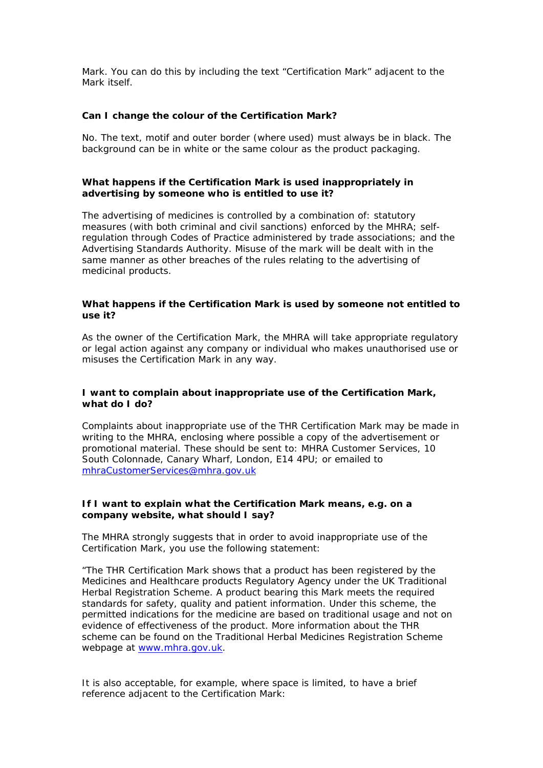Mark. You can do this by including the text "Certification Mark" adjacent to the Mark itself.

**Can I change the colour of the Certification Mark?**

No. The text, motif and outer border (where used) must always be in black. The background can be in white or the same colour as the product packaging.

**What happens if the Certification Mark is used inappropriately in advertising by someone who is entitled to use it?**

The advertising of medicines is controlled by a combination of: statutory measures (with both criminal and civil sanctions) enforced by the MHRA; self-regulation through Codes of Practice administered by trade associations; and the Advertising Standards Authority. Misuse of the mark will be dealt with in the same manner as other breaches of the rules relating to the advertising of medicinal products.

**What happens if the Certification Mark is used by someone not entitled to use it?**

As the owner of the Certification Mark, the MHRA will take appropriate regulatory or legal action against any company or individual who makes unauthorised use or misuses the Certification Mark in any way.

**I want to complain about inappropriate use of the Certification Mark, what do I do?**

Complaints about inappropriate use of the THR Certification Mark may be made in writing to the MHRA, enclosing where possible a copy of the advertisement or promotional material. These should be sent to: MHRA Customer Services, 10 South Colonnade, Canary Wharf, London, E14 4PU; or emailed to mhraCustomerServices@mhra.gov.uk

**If I want to explain what the Certification Mark means, e.g. on a company website, what should I say?**

The MHRA strongly suggests that in order to avoid inappropriate use of the Certification Mark, you use the following statement:

"The THR Certification Mark shows that a product has been registered by the Medicines and Healthcare products Regulatory Agency under the UK Traditional Herbal Registration Scheme. A product bearing this Mark meets the required standards for safety, quality and patient information. Under this scheme, the permitted indications for the medicine are based on traditional usage and not on evidence of effectiveness of the product. More information about the THR scheme can be found on the Traditional Herbal Medicines Registration Scheme webpage at www.mhra.gov.uk.

It is also acceptable, for example, where space is limited, to have a brief reference adjacent to the Certification Mark: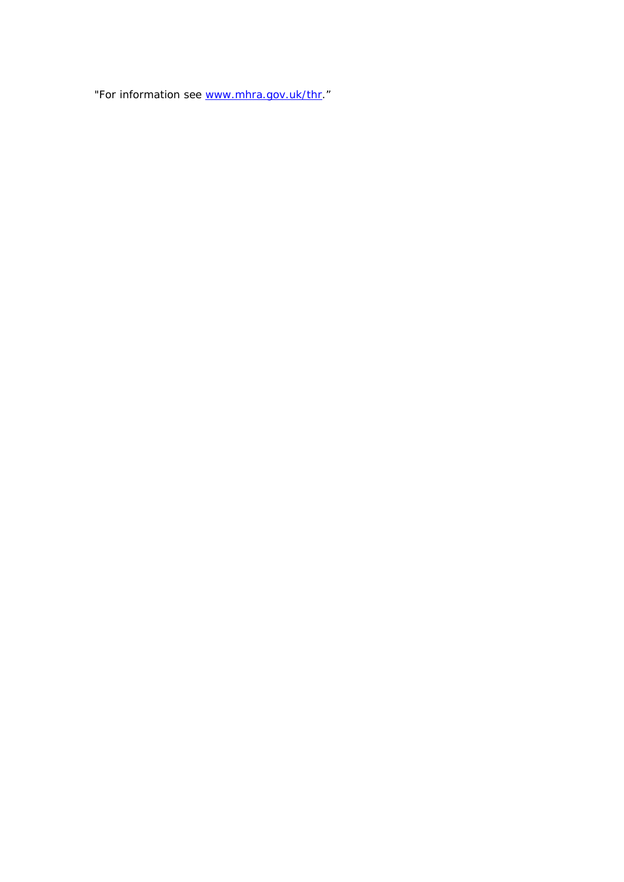"For information see [www.mhra.gov.uk/thr](http://www.mhra.gov.uk/thr)."